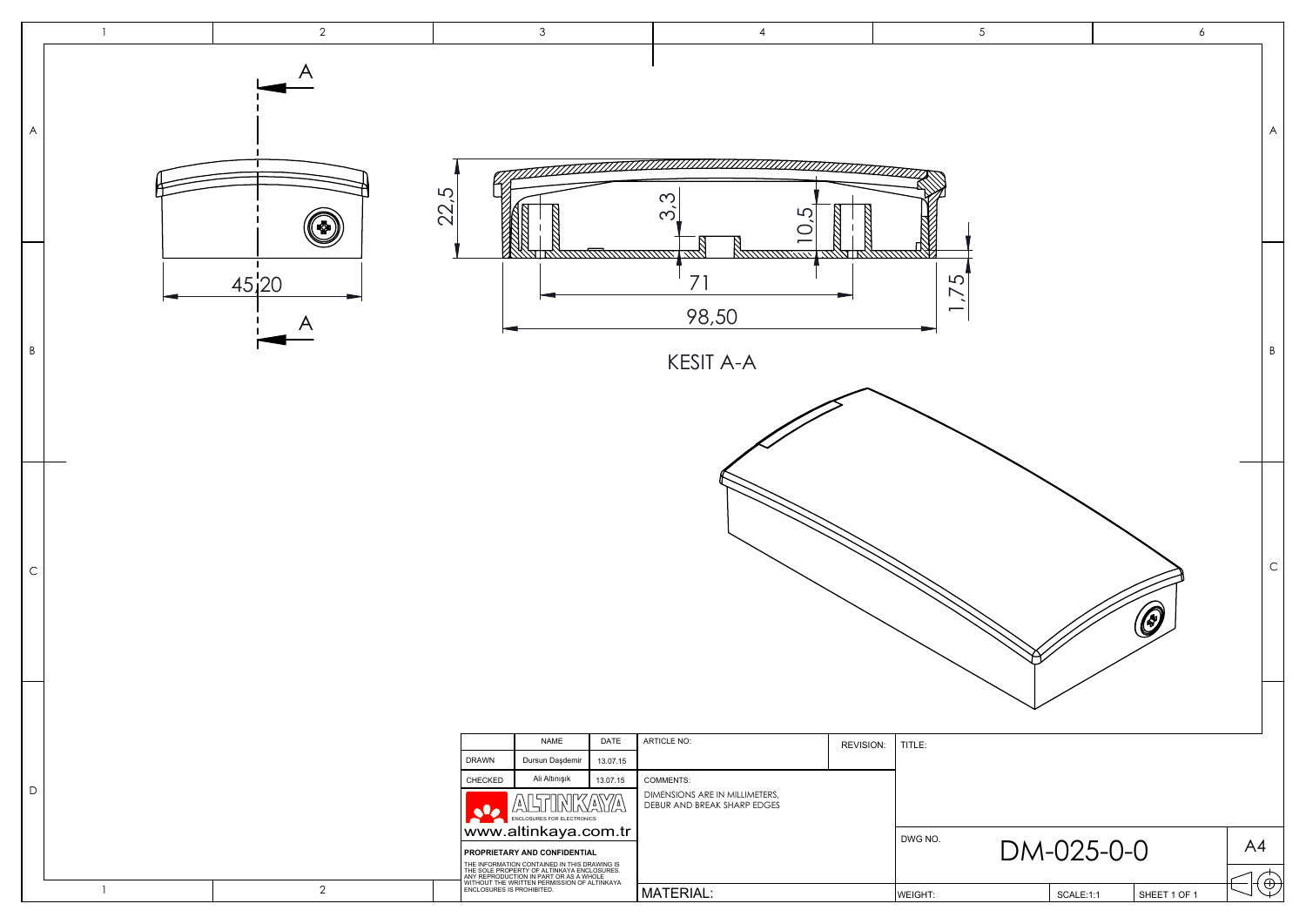A

45,20

A

22,5

3,3

10,5

71

98,50

1,75

KESIT A-A

| | NAME | DATE |
|---|---|---|
| DRAWN | Dursun Daşdemir | 13.07.15 |
| CHECKED | Ali Altınışık | 13.07.15 |

ALTINKAYA
ENCLOSURES FOR ELECTRONICS

www.altinkaya.com.tr

**PROPRIETARY AND CONFIDENTIAL**

THE INFORMATION CONTAINED IN THIS DRAWING IS THE SOLE PROPERTY OF ALTINKAYA ENCLOSURES. ANY REPRODUCTION IN PART OR AS A WHOLE WITHOUT THE WRITTEN PERMISSION OF ALTINKAYA ENCLOSURES IS PROHIBITED.

ARTICLE NO:

REVISION:

TITLE:

COMMENTS:
DIMENSIONS ARE IN MILLIMETERS,
DEBUR AND BREAK SHARP EDGES

DWG NO. DM-025-0-0

A4

MATERIAL:

WEIGHT:

SCALE:1:1

SHEET 1 OF 1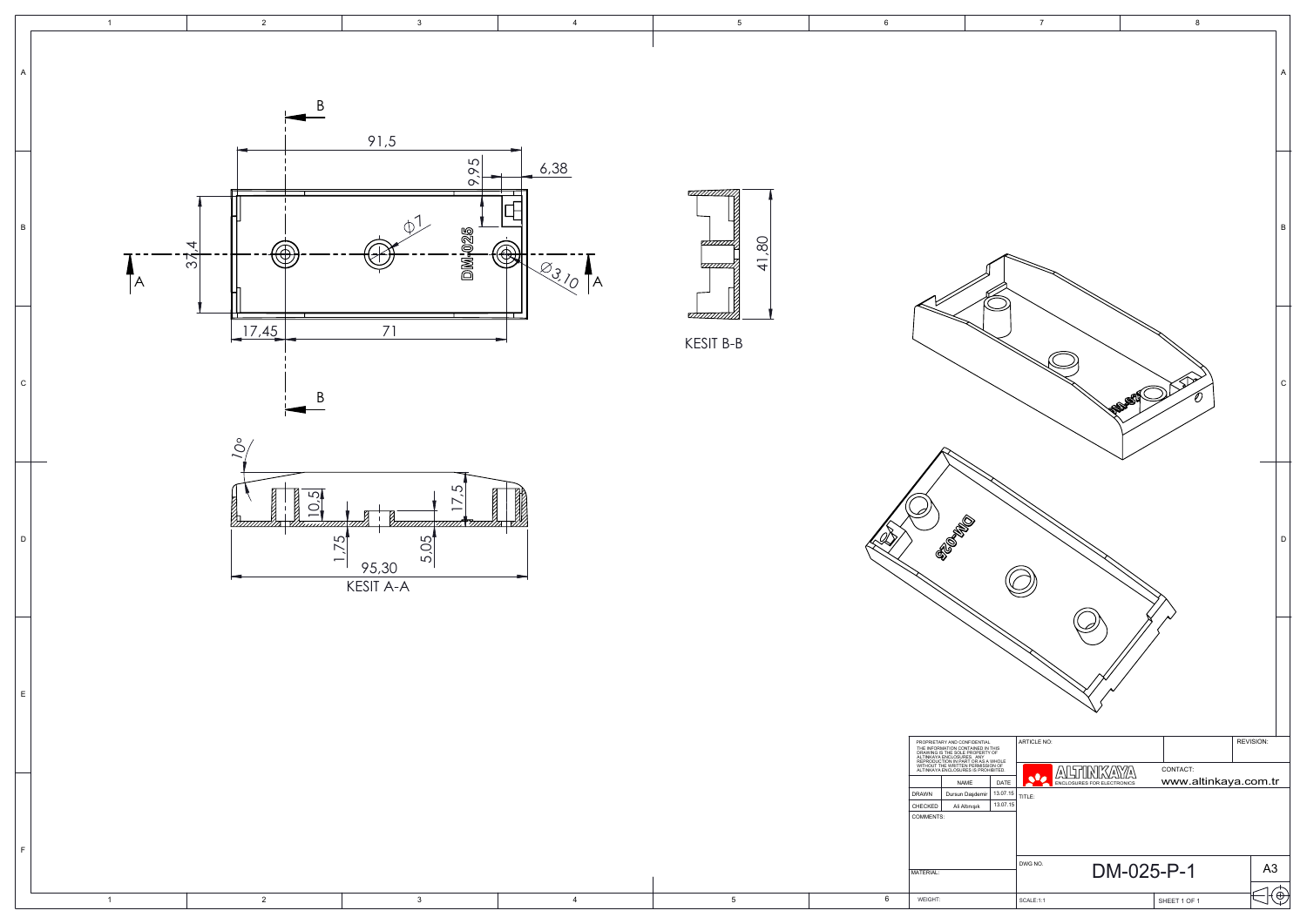B

91,5

9,95

6,38

37,4

⌀7

DM-025

⌀3,10

A

A

17,45

71

B

41,80

KESIT B-B

10°

10,5

17,5

1,75

5,05

95,30

KESIT A-A

PROPRIETARY AND CONFIDENTIAL

THE INFORMATION CONTAINED IN THIS DRAWING IS THE SOLE PROPERTY OF ALTINKAYA ENCLOSURES. ANY REPRODUCTION IN PART OR AS A WHOLE WITHOUT THE WRITTEN PERMISSION OF ALTINKAYA ENCLOSURES IS PROHIBITED.

|  | NAME | DATE |
| --- | --- | --- |
| DRAWN | Dursun Daşdemir | 13.07.15 |
| CHECKED | Ali Altınışık | 13.07.15 |

COMMENTS:

MATERIAL:

WEIGHT:

ARTICLE NO:

REVISION:

ALTINKAYA ENCLOSURES FOR ELECTRONICS

CONTACT: www.altinkaya.com.tr

TITLE:

DWG NO. DM-025-P-1

A3

SCALE:1:1

SHEET 1 OF 1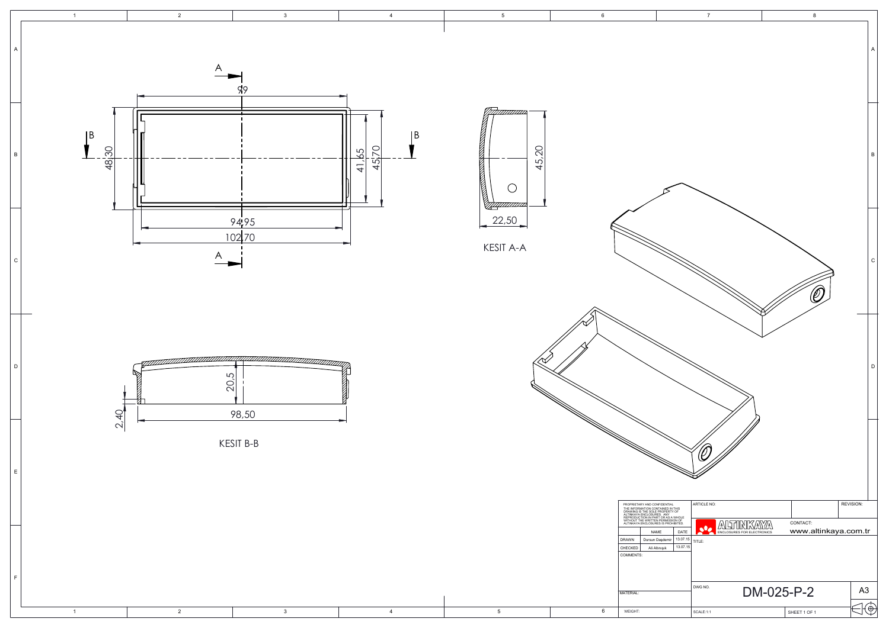A

99

B

B

48,30

41,65

45,70

94,95

102,70

A

45,20

22,50

KESIT A-A

20,5

2,40

98,50

KESIT B-B

PROPRIETARY AND CONFIDENTIAL
THE INFORMATION CONTAINED IN THIS DRAWING IS THE SOLE PROPERTY OF ALTINKAYA ENCLOSURES. ANY REPRODUCTION IN PART OR AS A WHOLE WITHOUT THE WRITTEN PERMISSION OF ALTINKAYA ENCLOSURES IS PROHIBITED.

| | NAME | DATE |
|---|---|---|
| DRAWN | Dursun Daşdemir | 13.07.15 |
| CHECKED | Ali Altınışık | 13.07.15 |

COMMENTS:

MATERIAL:

WEIGHT:

ARTICLE NO:

REVISION:

ALTINKAYA
ENCLOSURES FOR ELECTRONICS

CONTACT:
www.altinkaya.com.tr

TITLE:

DWG NO.
DM-025-P-2

A3

SCALE:1:1

SHEET 1 OF 1